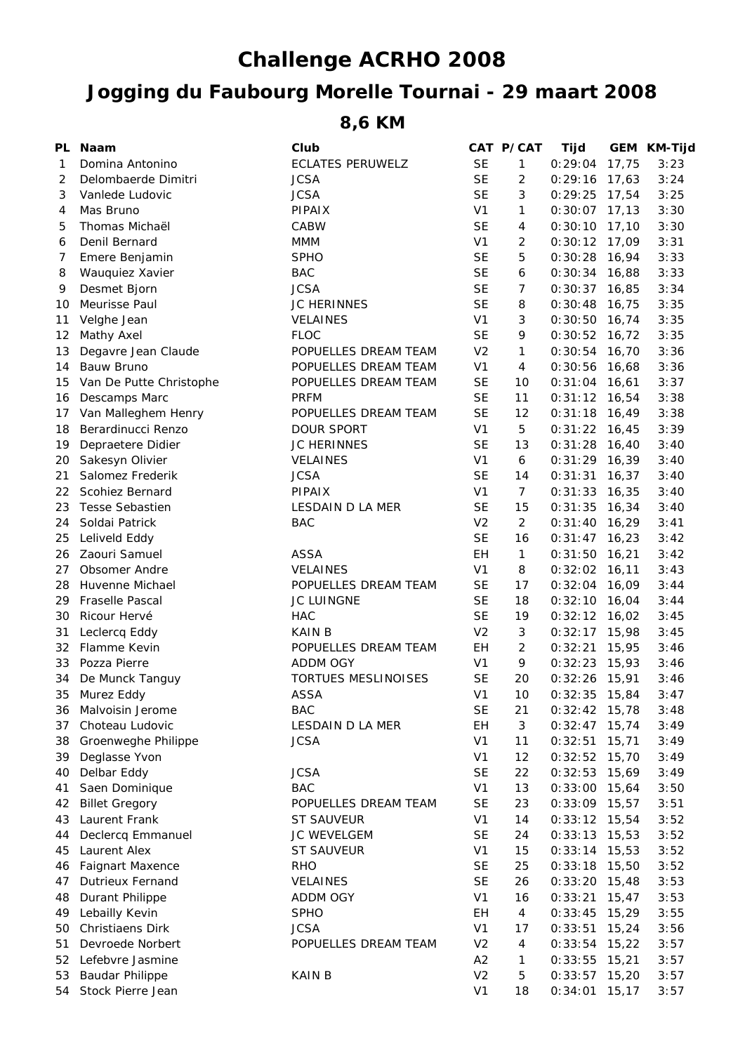# Challenge ACRHO 2008

## Jogging du Faubourg Morelle Tournai - 29 maart 2008

### 8,6 KM

| PL | Naam | Club | CAT | P/CAT | Tijd | GEM | KM-Tijd |
|---|---|---|---|---|---|---|---|
| 1 | Domina Antonino | ECLATES PERUWELZ | SE | 1 | 0:29:04 | 17,75 | 3:23 |
| 2 | Delombaerde Dimitri | JCSA | SE | 2 | 0:29:16 | 17,63 | 3:24 |
| 3 | Vanlede Ludovic | JCSA | SE | 3 | 0:29:25 | 17,54 | 3:25 |
| 4 | Mas Bruno | PIPAIX | V1 | 1 | 0:30:07 | 17,13 | 3:30 |
| 5 | Thomas Michaël | CABW | SE | 4 | 0:30:10 | 17,10 | 3:30 |
| 6 | Denil Bernard | MMM | V1 | 2 | 0:30:12 | 17,09 | 3:31 |
| 7 | Emere Benjamin | SPHO | SE | 5 | 0:30:28 | 16,94 | 3:33 |
| 8 | Wauquiez Xavier | BAC | SE | 6 | 0:30:34 | 16,88 | 3:33 |
| 9 | Desmet Bjorn | JCSA | SE | 7 | 0:30:37 | 16,85 | 3:34 |
| 10 | Meurisse Paul | JC HERINNES | SE | 8 | 0:30:48 | 16,75 | 3:35 |
| 11 | Velghe Jean | VELAINES | V1 | 3 | 0:30:50 | 16,74 | 3:35 |
| 12 | Mathy Axel | FLOC | SE | 9 | 0:30:52 | 16,72 | 3:35 |
| 13 | Degavre Jean Claude | POPUELLES DREAM TEAM | V2 | 1 | 0:30:54 | 16,70 | 3:36 |
| 14 | Bauw Bruno | POPUELLES DREAM TEAM | V1 | 4 | 0:30:56 | 16,68 | 3:36 |
| 15 | Van De Putte Christophe | POPUELLES DREAM TEAM | SE | 10 | 0:31:04 | 16,61 | 3:37 |
| 16 | Descamps Marc | PRFM | SE | 11 | 0:31:12 | 16,54 | 3:38 |
| 17 | Van Malleghem Henry | POPUELLES DREAM TEAM | SE | 12 | 0:31:18 | 16,49 | 3:38 |
| 18 | Berardinucci Renzo | DOUR SPORT | V1 | 5 | 0:31:22 | 16,45 | 3:39 |
| 19 | Depraetere Didier | JC HERINNES | SE | 13 | 0:31:28 | 16,40 | 3:40 |
| 20 | Sakesyn Olivier | VELAINES | V1 | 6 | 0:31:29 | 16,39 | 3:40 |
| 21 | Salomez Frederik | JCSA | SE | 14 | 0:31:31 | 16,37 | 3:40 |
| 22 | Scohiez Bernard | PIPAIX | V1 | 7 | 0:31:33 | 16,35 | 3:40 |
| 23 | Tesse Sebastien | LESDAIN D LA MER | SE | 15 | 0:31:35 | 16,34 | 3:40 |
| 24 | Soldai Patrick | BAC | V2 | 2 | 0:31:40 | 16,29 | 3:41 |
| 25 | Leliveld Eddy | | SE | 16 | 0:31:47 | 16,23 | 3:42 |
| 26 | Zaouri Samuel | ASSA | EH | 1 | 0:31:50 | 16,21 | 3:42 |
| 27 | Obsomer Andre | VELAINES | V1 | 8 | 0:32:02 | 16,11 | 3:43 |
| 28 | Huvenne Michael | POPUELLES DREAM TEAM | SE | 17 | 0:32:04 | 16,09 | 3:44 |
| 29 | Fraselle Pascal | JC LUINGNE | SE | 18 | 0:32:10 | 16,04 | 3:44 |
| 30 | Ricour Hervé | HAC | SE | 19 | 0:32:12 | 16,02 | 3:45 |
| 31 | Leclercq Eddy | KAIN B | V2 | 3 | 0:32:17 | 15,98 | 3:45 |
| 32 | Flamme Kevin | POPUELLES DREAM TEAM | EH | 2 | 0:32:21 | 15,95 | 3:46 |
| 33 | Pozza Pierre | ADDM OGY | V1 | 9 | 0:32:23 | 15,93 | 3:46 |
| 34 | De Munck Tanguy | TORTUES MESLINOISES | SE | 20 | 0:32:26 | 15,91 | 3:46 |
| 35 | Murez Eddy | ASSA | V1 | 10 | 0:32:35 | 15,84 | 3:47 |
| 36 | Malvoisin Jerome | BAC | SE | 21 | 0:32:42 | 15,78 | 3:48 |
| 37 | Choteau Ludovic | LESDAIN D LA MER | EH | 3 | 0:32:47 | 15,74 | 3:49 |
| 38 | Groenweghe Philippe | JCSA | V1 | 11 | 0:32:51 | 15,71 | 3:49 |
| 39 | Deglasse Yvon | | V1 | 12 | 0:32:52 | 15,70 | 3:49 |
| 40 | Delbar Eddy | JCSA | SE | 22 | 0:32:53 | 15,69 | 3:49 |
| 41 | Saen Dominique | BAC | V1 | 13 | 0:33:00 | 15,64 | 3:50 |
| 42 | Billet Gregory | POPUELLES DREAM TEAM | SE | 23 | 0:33:09 | 15,57 | 3:51 |
| 43 | Laurent Frank | ST SAUVEUR | V1 | 14 | 0:33:12 | 15,54 | 3:52 |
| 44 | Declercq Emmanuel | JC WEVELGEM | SE | 24 | 0:33:13 | 15,53 | 3:52 |
| 45 | Laurent Alex | ST SAUVEUR | V1 | 15 | 0:33:14 | 15,53 | 3:52 |
| 46 | Faignart Maxence | RHO | SE | 25 | 0:33:18 | 15,50 | 3:52 |
| 47 | Dutrieux Fernand | VELAINES | SE | 26 | 0:33:20 | 15,48 | 3:53 |
| 48 | Durant Philippe | ADDM OGY | V1 | 16 | 0:33:21 | 15,47 | 3:53 |
| 49 | Lebailly Kevin | SPHO | EH | 4 | 0:33:45 | 15,29 | 3:55 |
| 50 | Christiaens Dirk | JCSA | V1 | 17 | 0:33:51 | 15,24 | 3:56 |
| 51 | Devroede Norbert | POPUELLES DREAM TEAM | V2 | 4 | 0:33:54 | 15,22 | 3:57 |
| 52 | Lefebvre Jasmine | | A2 | 1 | 0:33:55 | 15,21 | 3:57 |
| 53 | Baudar Philippe | KAIN B | V2 | 5 | 0:33:57 | 15,20 | 3:57 |
| 54 | Stock Pierre Jean | | V1 | 18 | 0:34:01 | 15,17 | 3:57 |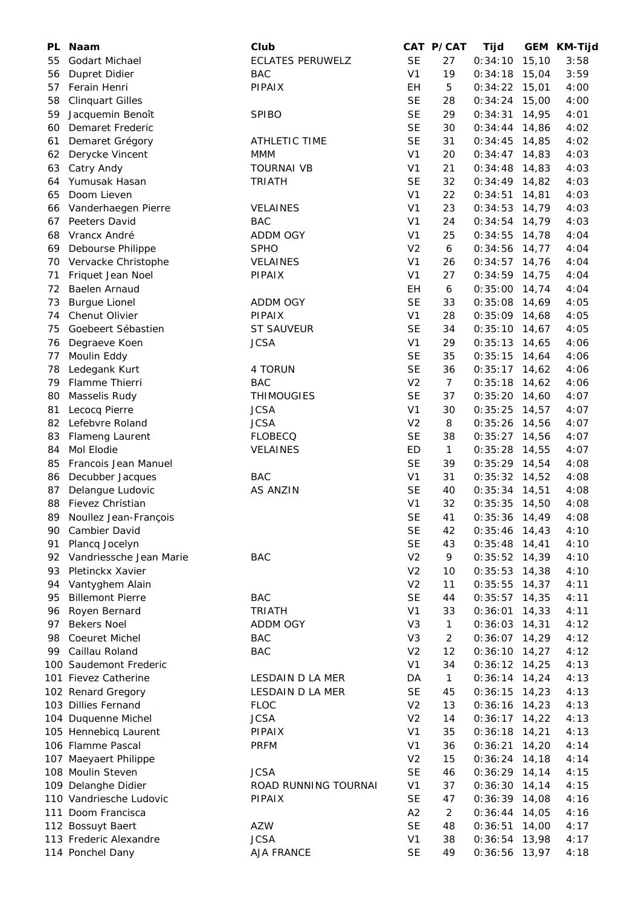| PL | Naam | Club | CAT | P/CAT | Tijd | GEM | KM-Tijd |
|---|---|---|---|---|---|---|---|
| 55 | Godart Michael | ECLATES PERUWELZ | SE | 27 | 0:34:10 | 15,10 | 3:58 |
| 56 | Dupret Didier | BAC | V1 | 19 | 0:34:18 | 15,04 | 3:59 |
| 57 | Ferain Henri | PIPAIX | EH | 5 | 0:34:22 | 15,01 | 4:00 |
| 58 | Clinquart Gilles | | SE | 28 | 0:34:24 | 15,00 | 4:00 |
| 59 | Jacquemin Benoît | SPIBO | SE | 29 | 0:34:31 | 14,95 | 4:01 |
| 60 | Demaret Frederic | | SE | 30 | 0:34:44 | 14,86 | 4:02 |
| 61 | Demaret Grégory | ATHLETIC TIME | SE | 31 | 0:34:45 | 14,85 | 4:02 |
| 62 | Derycke Vincent | MMM | V1 | 20 | 0:34:47 | 14,83 | 4:03 |
| 63 | Catry Andy | TOURNAI VB | V1 | 21 | 0:34:48 | 14,83 | 4:03 |
| 64 | Yumusak Hasan | TRIATH | SE | 32 | 0:34:49 | 14,82 | 4:03 |
| 65 | Doom Lieven | | V1 | 22 | 0:34:51 | 14,81 | 4:03 |
| 66 | Vanderhaegen Pierre | VELAINES | V1 | 23 | 0:34:53 | 14,79 | 4:03 |
| 67 | Peeters David | BAC | V1 | 24 | 0:34:54 | 14,79 | 4:03 |
| 68 | Vrancx André | ADDM OGY | V1 | 25 | 0:34:55 | 14,78 | 4:04 |
| 69 | Debourse Philippe | SPHO | V2 | 6 | 0:34:56 | 14,77 | 4:04 |
| 70 | Vervacke Christophe | VELAINES | V1 | 26 | 0:34:57 | 14,76 | 4:04 |
| 71 | Friquet Jean Noel | PIPAIX | V1 | 27 | 0:34:59 | 14,75 | 4:04 |
| 72 | Baelen Arnaud | | EH | 6 | 0:35:00 | 14,74 | 4:04 |
| 73 | Burgue Lionel | ADDM OGY | SE | 33 | 0:35:08 | 14,69 | 4:05 |
| 74 | Chenut Olivier | PIPAIX | V1 | 28 | 0:35:09 | 14,68 | 4:05 |
| 75 | Goebeert Sébastien | ST SAUVEUR | SE | 34 | 0:35:10 | 14,67 | 4:05 |
| 76 | Degraeve Koen | JCSA | V1 | 29 | 0:35:13 | 14,65 | 4:06 |
| 77 | Moulin Eddy | | SE | 35 | 0:35:15 | 14,64 | 4:06 |
| 78 | Ledegank Kurt | 4 TORUN | SE | 36 | 0:35:17 | 14,62 | 4:06 |
| 79 | Flamme Thierri | BAC | V2 | 7 | 0:35:18 | 14,62 | 4:06 |
| 80 | Masselis Rudy | THIMOUGIES | SE | 37 | 0:35:20 | 14,60 | 4:07 |
| 81 | Lecocq Pierre | JCSA | V1 | 30 | 0:35:25 | 14,57 | 4:07 |
| 82 | Lefebvre Roland | JCSA | V2 | 8 | 0:35:26 | 14,56 | 4:07 |
| 83 | Flameng Laurent | FLOBECQ | SE | 38 | 0:35:27 | 14,56 | 4:07 |
| 84 | Mol Elodie | VELAINES | ED | 1 | 0:35:28 | 14,55 | 4:07 |
| 85 | Francois Jean Manuel | | SE | 39 | 0:35:29 | 14,54 | 4:08 |
| 86 | Decubber Jacques | BAC | V1 | 31 | 0:35:32 | 14,52 | 4:08 |
| 87 | Delangue Ludovic | AS ANZIN | SE | 40 | 0:35:34 | 14,51 | 4:08 |
| 88 | Fievez Christian | | V1 | 32 | 0:35:35 | 14,50 | 4:08 |
| 89 | Noullez Jean-François | | SE | 41 | 0:35:36 | 14,49 | 4:08 |
| 90 | Cambier David | | SE | 42 | 0:35:46 | 14,43 | 4:10 |
| 91 | Plancq Jocelyn | | SE | 43 | 0:35:48 | 14,41 | 4:10 |
| 92 | Vandriessche Jean Marie | BAC | V2 | 9 | 0:35:52 | 14,39 | 4:10 |
| 93 | Pletinckx Xavier | | V2 | 10 | 0:35:53 | 14,38 | 4:10 |
| 94 | Vantyghem Alain | | V2 | 11 | 0:35:55 | 14,37 | 4:11 |
| 95 | Billemont Pierre | BAC | SE | 44 | 0:35:57 | 14,35 | 4:11 |
| 96 | Royen Bernard | TRIATH | V1 | 33 | 0:36:01 | 14,33 | 4:11 |
| 97 | Bekers Noel | ADDM OGY | V3 | 1 | 0:36:03 | 14,31 | 4:12 |
| 98 | Coeuret Michel | BAC | V3 | 2 | 0:36:07 | 14,29 | 4:12 |
| 99 | Caillau Roland | BAC | V2 | 12 | 0:36:10 | 14,27 | 4:12 |
| 100 | Saudemont Frederic | | V1 | 34 | 0:36:12 | 14,25 | 4:13 |
| 101 | Fievez Catherine | LESDAIN D LA MER | DA | 1 | 0:36:14 | 14,24 | 4:13 |
| 102 | Renard Gregory | LESDAIN D LA MER | SE | 45 | 0:36:15 | 14,23 | 4:13 |
| 103 | Dillies Fernand | FLOC | V2 | 13 | 0:36:16 | 14,23 | 4:13 |
| 104 | Duquenne Michel | JCSA | V2 | 14 | 0:36:17 | 14,22 | 4:13 |
| 105 | Hennebicq Laurent | PIPAIX | V1 | 35 | 0:36:18 | 14,21 | 4:13 |
| 106 | Flamme Pascal | PRFM | V1 | 36 | 0:36:21 | 14,20 | 4:14 |
| 107 | Maeyaert Philippe | | V2 | 15 | 0:36:24 | 14,18 | 4:14 |
| 108 | Moulin Steven | JCSA | SE | 46 | 0:36:29 | 14,14 | 4:15 |
| 109 | Delanghe Didier | ROAD RUNNING TOURNAI | V1 | 37 | 0:36:30 | 14,14 | 4:15 |
| 110 | Vandriesche Ludovic | PIPAIX | SE | 47 | 0:36:39 | 14,08 | 4:16 |
| 111 | Doom Francisca | | A2 | 2 | 0:36:44 | 14,05 | 4:16 |
| 112 | Bossuyt Baert | AZW | SE | 48 | 0:36:51 | 14,00 | 4:17 |
| 113 | Frederic Alexandre | JCSA | V1 | 38 | 0:36:54 | 13,98 | 4:17 |
| 114 | Ponchel Dany | AJA FRANCE | SE | 49 | 0:36:56 | 13,97 | 4:18 |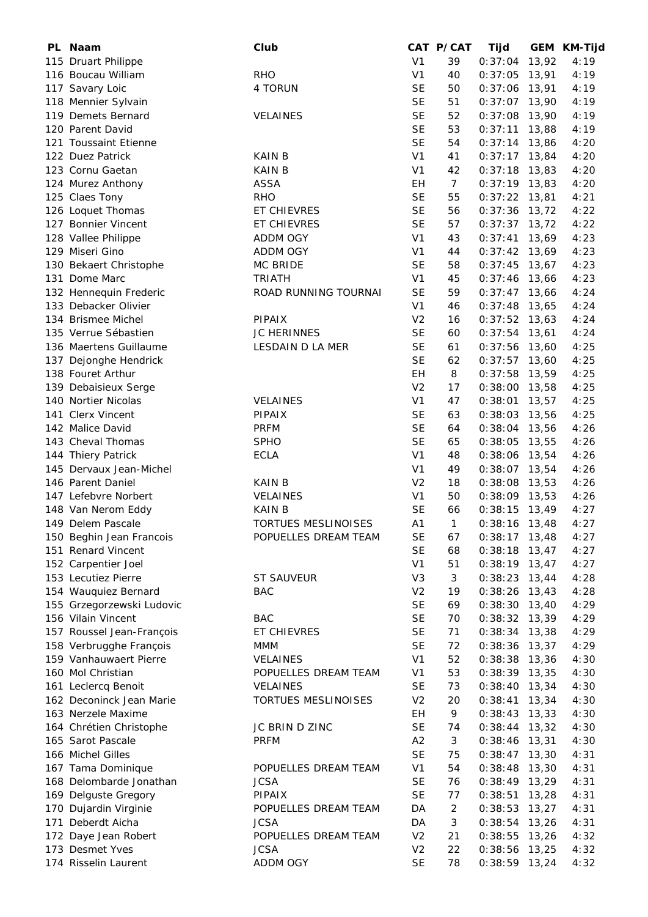| PL | Naam | Club | CAT | P/CAT | Tijd | GEM | KM-Tijd |
|---|---|---|---|---|---|---|---|
| 115 | Druart Philippe | | V1 | 39 | 0:37:04 | 13,92 | 4:19 |
| 116 | Boucau William | RHO | V1 | 40 | 0:37:05 | 13,91 | 4:19 |
| 117 | Savary Loic | 4 TORUN | SE | 50 | 0:37:06 | 13,91 | 4:19 |
| 118 | Mennier Sylvain | | SE | 51 | 0:37:07 | 13,90 | 4:19 |
| 119 | Demets Bernard | VELAINES | SE | 52 | 0:37:08 | 13,90 | 4:19 |
| 120 | Parent David | | SE | 53 | 0:37:11 | 13,88 | 4:19 |
| 121 | Toussaint Etienne | | SE | 54 | 0:37:14 | 13,86 | 4:20 |
| 122 | Duez Patrick | KAIN B | V1 | 41 | 0:37:17 | 13,84 | 4:20 |
| 123 | Cornu Gaetan | KAIN B | V1 | 42 | 0:37:18 | 13,83 | 4:20 |
| 124 | Murez Anthony | ASSA | EH | 7 | 0:37:19 | 13,83 | 4:20 |
| 125 | Claes Tony | RHO | SE | 55 | 0:37:22 | 13,81 | 4:21 |
| 126 | Loquet Thomas | ET CHIEVRES | SE | 56 | 0:37:36 | 13,72 | 4:22 |
| 127 | Bonnier Vincent | ET CHIEVRES | SE | 57 | 0:37:37 | 13,72 | 4:22 |
| 128 | Vallee Philippe | ADDM OGY | V1 | 43 | 0:37:41 | 13,69 | 4:23 |
| 129 | Miseri Gino | ADDM OGY | V1 | 44 | 0:37:42 | 13,69 | 4:23 |
| 130 | Bekaert Christophe | MC BRIDE | SE | 58 | 0:37:45 | 13,67 | 4:23 |
| 131 | Dome Marc | TRIATH | V1 | 45 | 0:37:46 | 13,66 | 4:23 |
| 132 | Hennequin Frederic | ROAD RUNNING TOURNAI | SE | 59 | 0:37:47 | 13,66 | 4:24 |
| 133 | Debacker Olivier | | V1 | 46 | 0:37:48 | 13,65 | 4:24 |
| 134 | Brismee Michel | PIPAIX | V2 | 16 | 0:37:52 | 13,63 | 4:24 |
| 135 | Verrue Sébastien | JC HERINNES | SE | 60 | 0:37:54 | 13,61 | 4:24 |
| 136 | Maertens Guillaume | LESDAIN D LA MER | SE | 61 | 0:37:56 | 13,60 | 4:25 |
| 137 | Dejonghe Hendrick | | SE | 62 | 0:37:57 | 13,60 | 4:25 |
| 138 | Fouret Arthur | | EH | 8 | 0:37:58 | 13,59 | 4:25 |
| 139 | Debaisieux Serge | | V2 | 17 | 0:38:00 | 13,58 | 4:25 |
| 140 | Nortier Nicolas | VELAINES | V1 | 47 | 0:38:01 | 13,57 | 4:25 |
| 141 | Clerx Vincent | PIPAIX | SE | 63 | 0:38:03 | 13,56 | 4:25 |
| 142 | Malice David | PRFM | SE | 64 | 0:38:04 | 13,56 | 4:26 |
| 143 | Cheval Thomas | SPHO | SE | 65 | 0:38:05 | 13,55 | 4:26 |
| 144 | Thiery Patrick | ECLA | V1 | 48 | 0:38:06 | 13,54 | 4:26 |
| 145 | Dervaux Jean-Michel | | V1 | 49 | 0:38:07 | 13,54 | 4:26 |
| 146 | Parent Daniel | KAIN B | V2 | 18 | 0:38:08 | 13,53 | 4:26 |
| 147 | Lefebvre Norbert | VELAINES | V1 | 50 | 0:38:09 | 13,53 | 4:26 |
| 148 | Van Nerom Eddy | KAIN B | SE | 66 | 0:38:15 | 13,49 | 4:27 |
| 149 | Delem Pascale | TORTUES MESLINOISES | A1 | 1 | 0:38:16 | 13,48 | 4:27 |
| 150 | Beghin Jean Francois | POPUELLES DREAM TEAM | SE | 67 | 0:38:17 | 13,48 | 4:27 |
| 151 | Renard Vincent | | SE | 68 | 0:38:18 | 13,47 | 4:27 |
| 152 | Carpentier Joel | | V1 | 51 | 0:38:19 | 13,47 | 4:27 |
| 153 | Lecutiez Pierre | ST SAUVEUR | V3 | 3 | 0:38:23 | 13,44 | 4:28 |
| 154 | Wauquiez Bernard | BAC | V2 | 19 | 0:38:26 | 13,43 | 4:28 |
| 155 | Grzegorzewski Ludovic | | SE | 69 | 0:38:30 | 13,40 | 4:29 |
| 156 | Vilain Vincent | BAC | SE | 70 | 0:38:32 | 13,39 | 4:29 |
| 157 | Roussel Jean-François | ET CHIEVRES | SE | 71 | 0:38:34 | 13,38 | 4:29 |
| 158 | Verbrugghe François | MMM | SE | 72 | 0:38:36 | 13,37 | 4:29 |
| 159 | Vanhauwaert Pierre | VELAINES | V1 | 52 | 0:38:38 | 13,36 | 4:30 |
| 160 | Mol Christian | POPUELLES DREAM TEAM | V1 | 53 | 0:38:39 | 13,35 | 4:30 |
| 161 | Leclercq Benoit | VELAINES | SE | 73 | 0:38:40 | 13,34 | 4:30 |
| 162 | Deconinck Jean Marie | TORTUES MESLINOISES | V2 | 20 | 0:38:41 | 13,34 | 4:30 |
| 163 | Nerzele Maxime | | EH | 9 | 0:38:43 | 13,33 | 4:30 |
| 164 | Chrétien Christophe | JC BRIN D ZINC | SE | 74 | 0:38:44 | 13,32 | 4:30 |
| 165 | Sarot Pascale | PRFM | A2 | 3 | 0:38:46 | 13,31 | 4:30 |
| 166 | Michel Gilles | | SE | 75 | 0:38:47 | 13,30 | 4:31 |
| 167 | Tama Dominique | POPUELLES DREAM TEAM | V1 | 54 | 0:38:48 | 13,30 | 4:31 |
| 168 | Delombarde Jonathan | JCSA | SE | 76 | 0:38:49 | 13,29 | 4:31 |
| 169 | Delguste Gregory | PIPAIX | SE | 77 | 0:38:51 | 13,28 | 4:31 |
| 170 | Dujardin Virginie | POPUELLES DREAM TEAM | DA | 2 | 0:38:53 | 13,27 | 4:31 |
| 171 | Deberdt Aicha | JCSA | DA | 3 | 0:38:54 | 13,26 | 4:31 |
| 172 | Daye Jean Robert | POPUELLES DREAM TEAM | V2 | 21 | 0:38:55 | 13,26 | 4:32 |
| 173 | Desmet Yves | JCSA | V2 | 22 | 0:38:56 | 13,25 | 4:32 |
| 174 | Risselin Laurent | ADDM OGY | SE | 78 | 0:38:59 | 13,24 | 4:32 |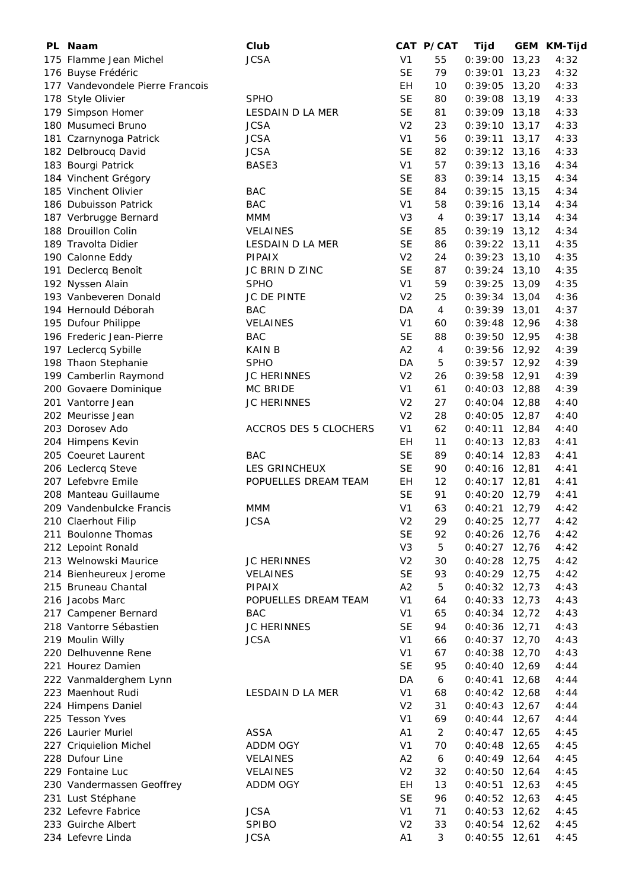| PL | Naam | Club | CAT | P/CAT | Tijd | GEM | KM-Tijd |
|---|---|---|---|---|---|---|---|
| 175 | Flamme Jean Michel | JCSA | V1 | 55 | 0:39:00 | 13,23 | 4:32 |
| 176 | Buyse Frédéric | | SE | 79 | 0:39:01 | 13,23 | 4:32 |
| 177 | Vandevondele Pierre Francois | | EH | 10 | 0:39:05 | 13,20 | 4:33 |
| 178 | Style Olivier | SPHO | SE | 80 | 0:39:08 | 13,19 | 4:33 |
| 179 | Simpson Homer | LESDAIN D LA MER | SE | 81 | 0:39:09 | 13,18 | 4:33 |
| 180 | Musumeci Bruno | JCSA | V2 | 23 | 0:39:10 | 13,17 | 4:33 |
| 181 | Czarnynoga Patrick | JCSA | V1 | 56 | 0:39:11 | 13,17 | 4:33 |
| 182 | Delbroucq David | JCSA | SE | 82 | 0:39:12 | 13,16 | 4:33 |
| 183 | Bourgi Patrick | BASE3 | V1 | 57 | 0:39:13 | 13,16 | 4:34 |
| 184 | Vinchent Grégory | | SE | 83 | 0:39:14 | 13,15 | 4:34 |
| 185 | Vinchent Olivier | BAC | SE | 84 | 0:39:15 | 13,15 | 4:34 |
| 186 | Dubuisson Patrick | BAC | V1 | 58 | 0:39:16 | 13,14 | 4:34 |
| 187 | Verbrugge Bernard | MMM | V3 | 4 | 0:39:17 | 13,14 | 4:34 |
| 188 | Drouillon Colin | VELAINES | SE | 85 | 0:39:19 | 13,12 | 4:34 |
| 189 | Travolta Didier | LESDAIN D LA MER | SE | 86 | 0:39:22 | 13,11 | 4:35 |
| 190 | Calonne Eddy | PIPAIX | V2 | 24 | 0:39:23 | 13,10 | 4:35 |
| 191 | Declercq Benoît | JC BRIN D ZINC | SE | 87 | 0:39:24 | 13,10 | 4:35 |
| 192 | Nyssen Alain | SPHO | V1 | 59 | 0:39:25 | 13,09 | 4:35 |
| 193 | Vanbeveren Donald | JC DE PINTE | V2 | 25 | 0:39:34 | 13,04 | 4:36 |
| 194 | Hernould Déborah | BAC | DA | 4 | 0:39:39 | 13,01 | 4:37 |
| 195 | Dufour Philippe | VELAINES | V1 | 60 | 0:39:48 | 12,96 | 4:38 |
| 196 | Frederic Jean-Pierre | BAC | SE | 88 | 0:39:50 | 12,95 | 4:38 |
| 197 | Leclercq Sybille | KAIN B | A2 | 4 | 0:39:56 | 12,92 | 4:39 |
| 198 | Thaon Stephanie | SPHO | DA | 5 | 0:39:57 | 12,92 | 4:39 |
| 199 | Camberlin Raymond | JC HERINNES | V2 | 26 | 0:39:58 | 12,91 | 4:39 |
| 200 | Govaere Dominique | MC BRIDE | V1 | 61 | 0:40:03 | 12,88 | 4:39 |
| 201 | Vantorre Jean | JC HERINNES | V2 | 27 | 0:40:04 | 12,88 | 4:40 |
| 202 | Meurisse Jean | | V2 | 28 | 0:40:05 | 12,87 | 4:40 |
| 203 | Dorosev Ado | ACCROS DES 5 CLOCHERS | V1 | 62 | 0:40:11 | 12,84 | 4:40 |
| 204 | Himpens Kevin | | EH | 11 | 0:40:13 | 12,83 | 4:41 |
| 205 | Coeuret Laurent | BAC | SE | 89 | 0:40:14 | 12,83 | 4:41 |
| 206 | Leclercq Steve | LES GRINCHEUX | SE | 90 | 0:40:16 | 12,81 | 4:41 |
| 207 | Lefebvre Emile | POPUELLES DREAM TEAM | EH | 12 | 0:40:17 | 12,81 | 4:41 |
| 208 | Manteau Guillaume | | SE | 91 | 0:40:20 | 12,79 | 4:41 |
| 209 | Vandenbulcke Francis | MMM | V1 | 63 | 0:40:21 | 12,79 | 4:42 |
| 210 | Claerhout Filip | JCSA | V2 | 29 | 0:40:25 | 12,77 | 4:42 |
| 211 | Boulonne Thomas | | SE | 92 | 0:40:26 | 12,76 | 4:42 |
| 212 | Lepoint Ronald | | V3 | 5 | 0:40:27 | 12,76 | 4:42 |
| 213 | Welnowski Maurice | JC HERINNES | V2 | 30 | 0:40:28 | 12,75 | 4:42 |
| 214 | Bienheureux Jerome | VELAINES | SE | 93 | 0:40:29 | 12,75 | 4:42 |
| 215 | Bruneau Chantal | PIPAIX | A2 | 5 | 0:40:32 | 12,73 | 4:43 |
| 216 | Jacobs Marc | POPUELLES DREAM TEAM | V1 | 64 | 0:40:33 | 12,73 | 4:43 |
| 217 | Campener Bernard | BAC | V1 | 65 | 0:40:34 | 12,72 | 4:43 |
| 218 | Vantorre Sébastien | JC HERINNES | SE | 94 | 0:40:36 | 12,71 | 4:43 |
| 219 | Moulin Willy | JCSA | V1 | 66 | 0:40:37 | 12,70 | 4:43 |
| 220 | Delhuvenne Rene | | V1 | 67 | 0:40:38 | 12,70 | 4:43 |
| 221 | Hourez Damien | | SE | 95 | 0:40:40 | 12,69 | 4:44 |
| 222 | Vanmalderghem Lynn | | DA | 6 | 0:40:41 | 12,68 | 4:44 |
| 223 | Maenhout Rudi | LESDAIN D LA MER | V1 | 68 | 0:40:42 | 12,68 | 4:44 |
| 224 | Himpens Daniel | | V2 | 31 | 0:40:43 | 12,67 | 4:44 |
| 225 | Tesson Yves | | V1 | 69 | 0:40:44 | 12,67 | 4:44 |
| 226 | Laurier Muriel | ASSA | A1 | 2 | 0:40:47 | 12,65 | 4:45 |
| 227 | Criquielion Michel | ADDM OGY | V1 | 70 | 0:40:48 | 12,65 | 4:45 |
| 228 | Dufour Line | VELAINES | A2 | 6 | 0:40:49 | 12,64 | 4:45 |
| 229 | Fontaine Luc | VELAINES | V2 | 32 | 0:40:50 | 12,64 | 4:45 |
| 230 | Vandermassen Geoffrey | ADDM OGY | EH | 13 | 0:40:51 | 12,63 | 4:45 |
| 231 | Lust Stéphane | | SE | 96 | 0:40:52 | 12,63 | 4:45 |
| 232 | Lefevre Fabrice | JCSA | V1 | 71 | 0:40:53 | 12,62 | 4:45 |
| 233 | Guirche Albert | SPIBO | V2 | 33 | 0:40:54 | 12,62 | 4:45 |
| 234 | Lefevre Linda | JCSA | A1 | 3 | 0:40:55 | 12,61 | 4:45 |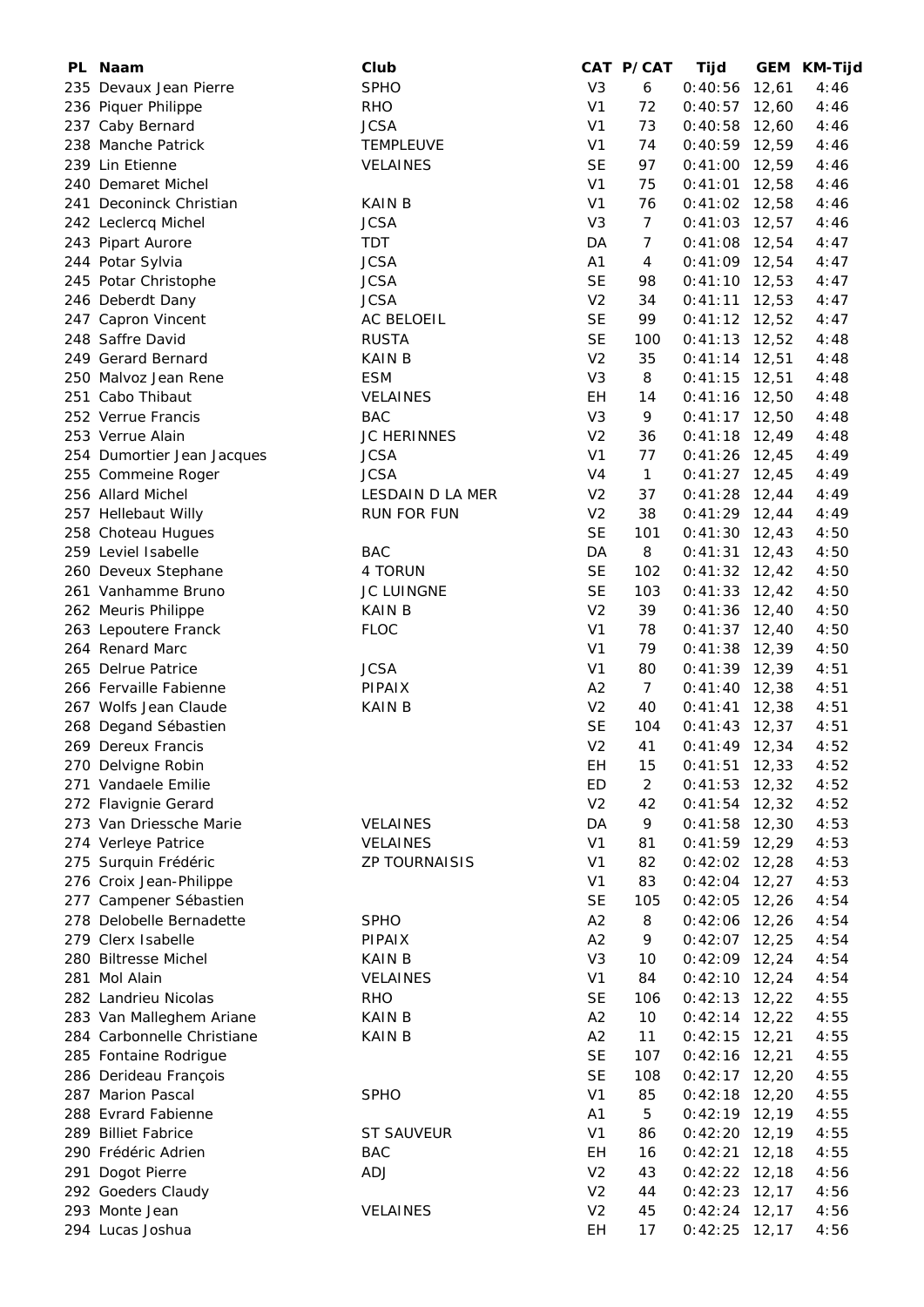| PL | Naam | Club | CAT | P/CAT | Tijd | GEM | KM-Tijd |
|---|---|---|---|---|---|---|---|
| 235 | Devaux Jean Pierre | SPHO | V3 | 6 | 0:40:56 | 12,61 | 4:46 |
| 236 | Piquer Philippe | RHO | V1 | 72 | 0:40:57 | 12,60 | 4:46 |
| 237 | Caby Bernard | JCSA | V1 | 73 | 0:40:58 | 12,60 | 4:46 |
| 238 | Manche Patrick | TEMPLEUVE | V1 | 74 | 0:40:59 | 12,59 | 4:46 |
| 239 | Lin Etienne | VELAINES | SE | 97 | 0:41:00 | 12,59 | 4:46 |
| 240 | Demaret Michel | | V1 | 75 | 0:41:01 | 12,58 | 4:46 |
| 241 | Deconinck Christian | KAIN B | V1 | 76 | 0:41:02 | 12,58 | 4:46 |
| 242 | Leclercq Michel | JCSA | V3 | 7 | 0:41:03 | 12,57 | 4:46 |
| 243 | Pipart Aurore | TDT | DA | 7 | 0:41:08 | 12,54 | 4:47 |
| 244 | Potar Sylvia | JCSA | A1 | 4 | 0:41:09 | 12,54 | 4:47 |
| 245 | Potar Christophe | JCSA | SE | 98 | 0:41:10 | 12,53 | 4:47 |
| 246 | Deberdt Dany | JCSA | V2 | 34 | 0:41:11 | 12,53 | 4:47 |
| 247 | Capron Vincent | AC BELOEIL | SE | 99 | 0:41:12 | 12,52 | 4:47 |
| 248 | Saffre David | RUSTA | SE | 100 | 0:41:13 | 12,52 | 4:48 |
| 249 | Gerard Bernard | KAIN B | V2 | 35 | 0:41:14 | 12,51 | 4:48 |
| 250 | Malvoz Jean Rene | ESM | V3 | 8 | 0:41:15 | 12,51 | 4:48 |
| 251 | Cabo Thibaut | VELAINES | EH | 14 | 0:41:16 | 12,50 | 4:48 |
| 252 | Verrue Francis | BAC | V3 | 9 | 0:41:17 | 12,50 | 4:48 |
| 253 | Verrue Alain | JC HERINNES | V2 | 36 | 0:41:18 | 12,49 | 4:48 |
| 254 | Dumortier Jean Jacques | JCSA | V1 | 77 | 0:41:26 | 12,45 | 4:49 |
| 255 | Commeine Roger | JCSA | V4 | 1 | 0:41:27 | 12,45 | 4:49 |
| 256 | Allard Michel | LESDAIN D LA MER | V2 | 37 | 0:41:28 | 12,44 | 4:49 |
| 257 | Hellebaut Willy | RUN FOR FUN | V2 | 38 | 0:41:29 | 12,44 | 4:49 |
| 258 | Choteau Hugues | | SE | 101 | 0:41:30 | 12,43 | 4:50 |
| 259 | Leviel Isabelle | BAC | DA | 8 | 0:41:31 | 12,43 | 4:50 |
| 260 | Deveux Stephane | 4 TORUN | SE | 102 | 0:41:32 | 12,42 | 4:50 |
| 261 | Vanhamme Bruno | JC LUINGNE | SE | 103 | 0:41:33 | 12,42 | 4:50 |
| 262 | Meuris Philippe | KAIN B | V2 | 39 | 0:41:36 | 12,40 | 4:50 |
| 263 | Lepoutere Franck | FLOC | V1 | 78 | 0:41:37 | 12,40 | 4:50 |
| 264 | Renard Marc | | V1 | 79 | 0:41:38 | 12,39 | 4:50 |
| 265 | Delrue Patrice | JCSA | V1 | 80 | 0:41:39 | 12,39 | 4:51 |
| 266 | Fervaille Fabienne | PIPAIX | A2 | 7 | 0:41:40 | 12,38 | 4:51 |
| 267 | Wolfs Jean Claude | KAIN B | V2 | 40 | 0:41:41 | 12,38 | 4:51 |
| 268 | Degand Sébastien | | SE | 104 | 0:41:43 | 12,37 | 4:51 |
| 269 | Dereux Francis | | V2 | 41 | 0:41:49 | 12,34 | 4:52 |
| 270 | Delvigne Robin | | EH | 15 | 0:41:51 | 12,33 | 4:52 |
| 271 | Vandaele Emilie | | ED | 2 | 0:41:53 | 12,32 | 4:52 |
| 272 | Flavignie Gerard | | V2 | 42 | 0:41:54 | 12,32 | 4:52 |
| 273 | Van Driessche Marie | VELAINES | DA | 9 | 0:41:58 | 12,30 | 4:53 |
| 274 | Verleye Patrice | VELAINES | V1 | 81 | 0:41:59 | 12,29 | 4:53 |
| 275 | Surquin Frédéric | ZP TOURNAISIS | V1 | 82 | 0:42:02 | 12,28 | 4:53 |
| 276 | Croix Jean-Philippe | | V1 | 83 | 0:42:04 | 12,27 | 4:53 |
| 277 | Campener Sébastien | | SE | 105 | 0:42:05 | 12,26 | 4:54 |
| 278 | Delobelle Bernadette | SPHO | A2 | 8 | 0:42:06 | 12,26 | 4:54 |
| 279 | Clerx Isabelle | PIPAIX | A2 | 9 | 0:42:07 | 12,25 | 4:54 |
| 280 | Biltresse Michel | KAIN B | V3 | 10 | 0:42:09 | 12,24 | 4:54 |
| 281 | Mol Alain | VELAINES | V1 | 84 | 0:42:10 | 12,24 | 4:54 |
| 282 | Landrieu Nicolas | RHO | SE | 106 | 0:42:13 | 12,22 | 4:55 |
| 283 | Van Malleghem Ariane | KAIN B | A2 | 10 | 0:42:14 | 12,22 | 4:55 |
| 284 | Carbonnelle Christiane | KAIN B | A2 | 11 | 0:42:15 | 12,21 | 4:55 |
| 285 | Fontaine Rodrigue | | SE | 107 | 0:42:16 | 12,21 | 4:55 |
| 286 | Derideau François | | SE | 108 | 0:42:17 | 12,20 | 4:55 |
| 287 | Marion Pascal | SPHO | V1 | 85 | 0:42:18 | 12,20 | 4:55 |
| 288 | Evrard Fabienne | | A1 | 5 | 0:42:19 | 12,19 | 4:55 |
| 289 | Billiet Fabrice | ST SAUVEUR | V1 | 86 | 0:42:20 | 12,19 | 4:55 |
| 290 | Frédéric Adrien | BAC | EH | 16 | 0:42:21 | 12,18 | 4:55 |
| 291 | Dogot Pierre | ADJ | V2 | 43 | 0:42:22 | 12,18 | 4:56 |
| 292 | Goeders Claudy | | V2 | 44 | 0:42:23 | 12,17 | 4:56 |
| 293 | Monte Jean | VELAINES | V2 | 45 | 0:42:24 | 12,17 | 4:56 |
| 294 | Lucas Joshua | | EH | 17 | 0:42:25 | 12,17 | 4:56 |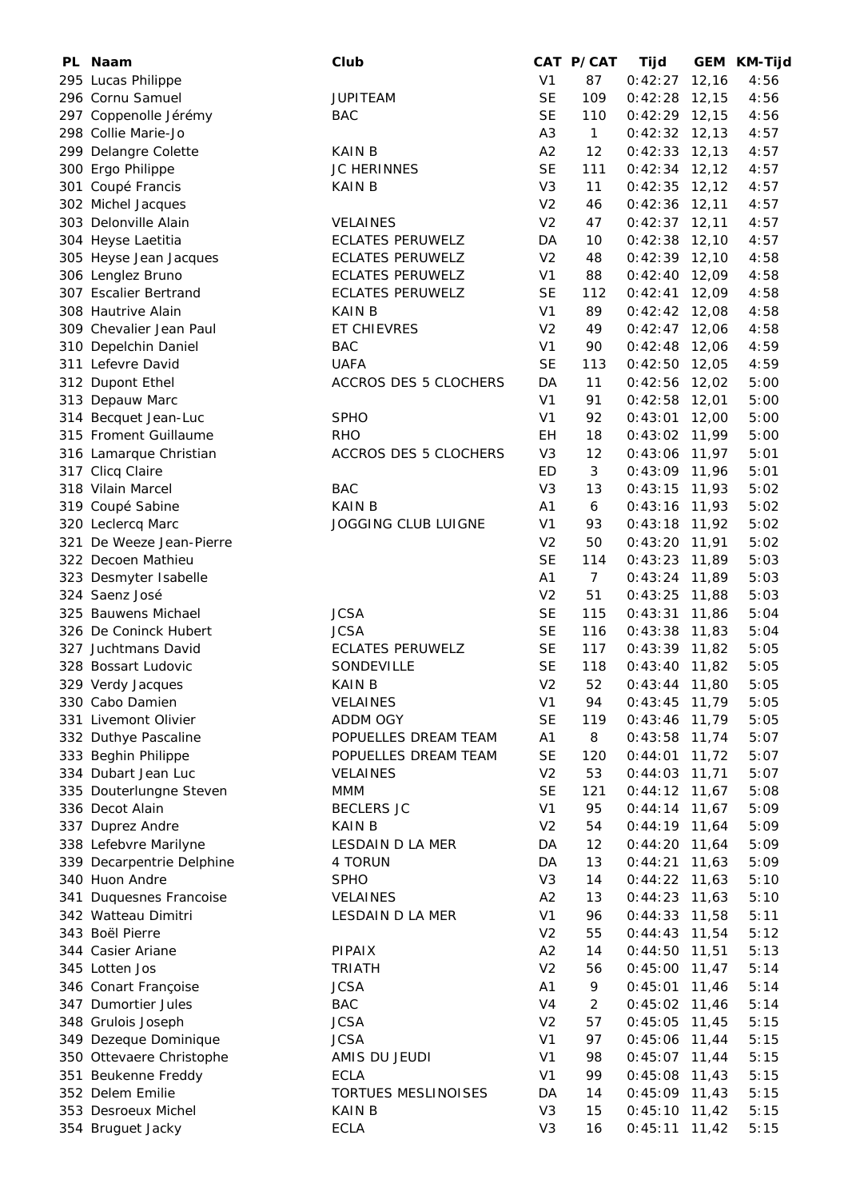| PL | Naam | Club | CAT | P/CAT | Tijd | GEM | KM-Tijd |
|---|---|---|---|---|---|---|---|
| 295 | Lucas Philippe | | V1 | 87 | 0:42:27 | 12,16 | 4:56 |
| 296 | Cornu Samuel | JUPITEAM | SE | 109 | 0:42:28 | 12,15 | 4:56 |
| 297 | Coppenolle Jérémy | BAC | SE | 110 | 0:42:29 | 12,15 | 4:56 |
| 298 | Collie Marie-Jo | | A3 | 1 | 0:42:32 | 12,13 | 4:57 |
| 299 | Delangre Colette | KAIN B | A2 | 12 | 0:42:33 | 12,13 | 4:57 |
| 300 | Ergo Philippe | JC HERINNES | SE | 111 | 0:42:34 | 12,12 | 4:57 |
| 301 | Coupé Francis | KAIN B | V3 | 11 | 0:42:35 | 12,12 | 4:57 |
| 302 | Michel Jacques | | V2 | 46 | 0:42:36 | 12,11 | 4:57 |
| 303 | Delonville Alain | VELAINES | V2 | 47 | 0:42:37 | 12,11 | 4:57 |
| 304 | Heyse Laetitia | ECLATES PERUWELZ | DA | 10 | 0:42:38 | 12,10 | 4:57 |
| 305 | Heyse Jean Jacques | ECLATES PERUWELZ | V2 | 48 | 0:42:39 | 12,10 | 4:58 |
| 306 | Lenglez Bruno | ECLATES PERUWELZ | V1 | 88 | 0:42:40 | 12,09 | 4:58 |
| 307 | Escalier Bertrand | ECLATES PERUWELZ | SE | 112 | 0:42:41 | 12,09 | 4:58 |
| 308 | Hautrive Alain | KAIN B | V1 | 89 | 0:42:42 | 12,08 | 4:58 |
| 309 | Chevalier Jean Paul | ET CHIEVRES | V2 | 49 | 0:42:47 | 12,06 | 4:58 |
| 310 | Depelchin Daniel | BAC | V1 | 90 | 0:42:48 | 12,06 | 4:59 |
| 311 | Lefevre David | UAFA | SE | 113 | 0:42:50 | 12,05 | 4:59 |
| 312 | Dupont Ethel | ACCROS DES 5 CLOCHERS | DA | 11 | 0:42:56 | 12,02 | 5:00 |
| 313 | Depauw Marc | | V1 | 91 | 0:42:58 | 12,01 | 5:00 |
| 314 | Becquet Jean-Luc | SPHO | V1 | 92 | 0:43:01 | 12,00 | 5:00 |
| 315 | Froment Guillaume | RHO | EH | 18 | 0:43:02 | 11,99 | 5:00 |
| 316 | Lamarque Christian | ACCROS DES 5 CLOCHERS | V3 | 12 | 0:43:06 | 11,97 | 5:01 |
| 317 | Clicq Claire | | ED | 3 | 0:43:09 | 11,96 | 5:01 |
| 318 | Vilain Marcel | BAC | V3 | 13 | 0:43:15 | 11,93 | 5:02 |
| 319 | Coupé Sabine | KAIN B | A1 | 6 | 0:43:16 | 11,93 | 5:02 |
| 320 | Leclercq Marc | JOGGING CLUB LUIGNE | V1 | 93 | 0:43:18 | 11,92 | 5:02 |
| 321 | De Weeze Jean-Pierre | | V2 | 50 | 0:43:20 | 11,91 | 5:02 |
| 322 | Decoen Mathieu | | SE | 114 | 0:43:23 | 11,89 | 5:03 |
| 323 | Desmyter Isabelle | | A1 | 7 | 0:43:24 | 11,89 | 5:03 |
| 324 | Saenz José | | V2 | 51 | 0:43:25 | 11,88 | 5:03 |
| 325 | Bauwens Michael | JCSA | SE | 115 | 0:43:31 | 11,86 | 5:04 |
| 326 | De Coninck Hubert | JCSA | SE | 116 | 0:43:38 | 11,83 | 5:04 |
| 327 | Juchtmans David | ECLATES PERUWELZ | SE | 117 | 0:43:39 | 11,82 | 5:05 |
| 328 | Bossart Ludovic | SONDEVILLE | SE | 118 | 0:43:40 | 11,82 | 5:05 |
| 329 | Verdy Jacques | KAIN B | V2 | 52 | 0:43:44 | 11,80 | 5:05 |
| 330 | Cabo Damien | VELAINES | V1 | 94 | 0:43:45 | 11,79 | 5:05 |
| 331 | Livemont Olivier | ADDM OGY | SE | 119 | 0:43:46 | 11,79 | 5:05 |
| 332 | Duthye Pascaline | POPUELLES DREAM TEAM | A1 | 8 | 0:43:58 | 11,74 | 5:07 |
| 333 | Beghin Philippe | POPUELLES DREAM TEAM | SE | 120 | 0:44:01 | 11,72 | 5:07 |
| 334 | Dubart Jean Luc | VELAINES | V2 | 53 | 0:44:03 | 11,71 | 5:07 |
| 335 | Douterlungne Steven | MMM | SE | 121 | 0:44:12 | 11,67 | 5:08 |
| 336 | Decot Alain | BECLERS JC | V1 | 95 | 0:44:14 | 11,67 | 5:09 |
| 337 | Duprez Andre | KAIN B | V2 | 54 | 0:44:19 | 11,64 | 5:09 |
| 338 | Lefebvre Marilyne | LESDAIN D LA MER | DA | 12 | 0:44:20 | 11,64 | 5:09 |
| 339 | Decarpentrie Delphine | 4 TORUN | DA | 13 | 0:44:21 | 11,63 | 5:09 |
| 340 | Huon Andre | SPHO | V3 | 14 | 0:44:22 | 11,63 | 5:10 |
| 341 | Duquesnes Francoise | VELAINES | A2 | 13 | 0:44:23 | 11,63 | 5:10 |
| 342 | Watteau Dimitri | LESDAIN D LA MER | V1 | 96 | 0:44:33 | 11,58 | 5:11 |
| 343 | Boël Pierre | | V2 | 55 | 0:44:43 | 11,54 | 5:12 |
| 344 | Casier Ariane | PIPAIX | A2 | 14 | 0:44:50 | 11,51 | 5:13 |
| 345 | Lotten Jos | TRIATH | V2 | 56 | 0:45:00 | 11,47 | 5:14 |
| 346 | Conart Françoise | JCSA | A1 | 9 | 0:45:01 | 11,46 | 5:14 |
| 347 | Dumortier Jules | BAC | V4 | 2 | 0:45:02 | 11,46 | 5:14 |
| 348 | Grulois Joseph | JCSA | V2 | 57 | 0:45:05 | 11,45 | 5:15 |
| 349 | Dezeque Dominique | JCSA | V1 | 97 | 0:45:06 | 11,44 | 5:15 |
| 350 | Ottevaere Christophe | AMIS DU JEUDI | V1 | 98 | 0:45:07 | 11,44 | 5:15 |
| 351 | Beukenne Freddy | ECLA | V1 | 99 | 0:45:08 | 11,43 | 5:15 |
| 352 | Delem Emilie | TORTUES MESLINOISES | DA | 14 | 0:45:09 | 11,43 | 5:15 |
| 353 | Desroeux Michel | KAIN B | V3 | 15 | 0:45:10 | 11,42 | 5:15 |
| 354 | Bruguet Jacky | ECLA | V3 | 16 | 0:45:11 | 11,42 | 5:15 |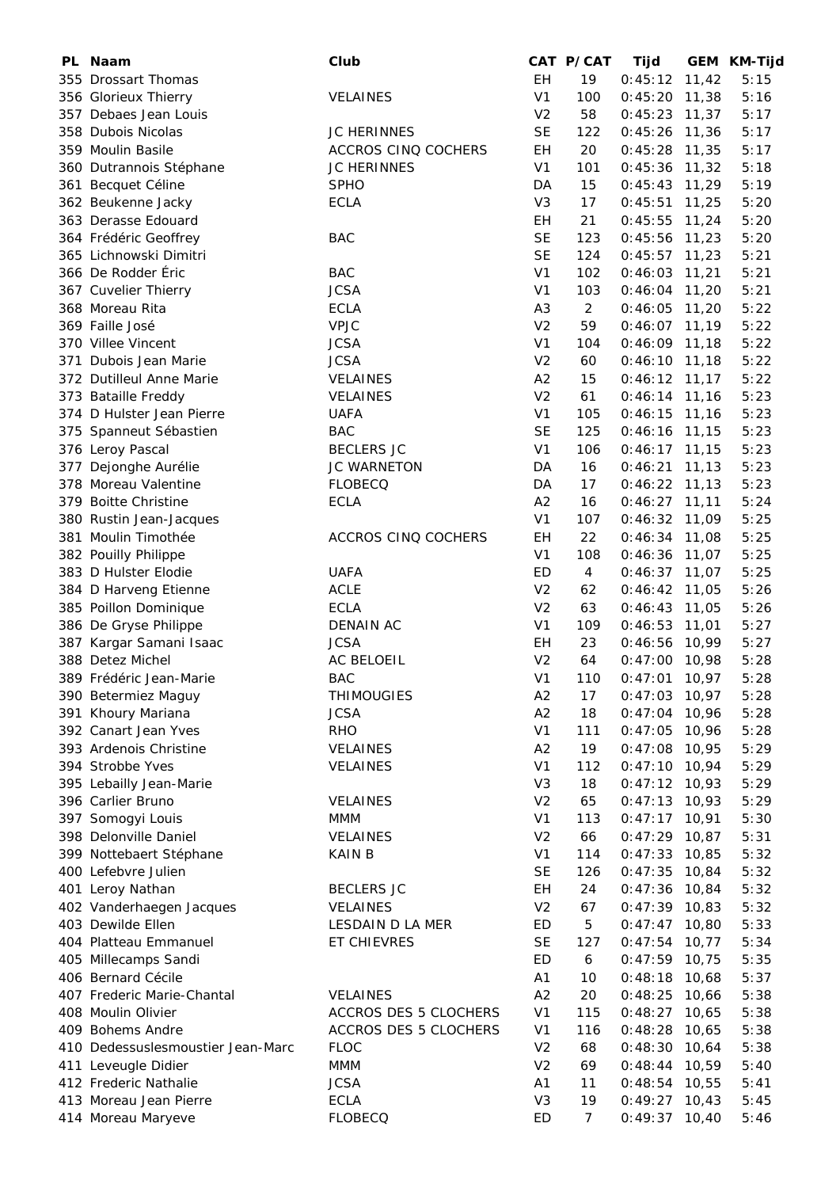| PL | Naam | Club | CAT | P/CAT | Tijd | GEM | KM-Tijd |
|---|---|---|---|---|---|---|---|
| 355 | Drossart Thomas | | EH | 19 | 0:45:12 | 11,42 | 5:15 |
| 356 | Glorieux Thierry | VELAINES | V1 | 100 | 0:45:20 | 11,38 | 5:16 |
| 357 | Debaes Jean Louis | | V2 | 58 | 0:45:23 | 11,37 | 5:17 |
| 358 | Dubois Nicolas | JC HERINNES | SE | 122 | 0:45:26 | 11,36 | 5:17 |
| 359 | Moulin Basile | ACCROS CINQ COCHERS | EH | 20 | 0:45:28 | 11,35 | 5:17 |
| 360 | Dutrannois Stéphane | JC HERINNES | V1 | 101 | 0:45:36 | 11,32 | 5:18 |
| 361 | Becquet Céline | SPHO | DA | 15 | 0:45:43 | 11,29 | 5:19 |
| 362 | Beukenne Jacky | ECLA | V3 | 17 | 0:45:51 | 11,25 | 5:20 |
| 363 | Derasse Edouard | | EH | 21 | 0:45:55 | 11,24 | 5:20 |
| 364 | Frédéric Geoffrey | BAC | SE | 123 | 0:45:56 | 11,23 | 5:20 |
| 365 | Lichnowski Dimitri | | SE | 124 | 0:45:57 | 11,23 | 5:21 |
| 366 | De Rodder Éric | BAC | V1 | 102 | 0:46:03 | 11,21 | 5:21 |
| 367 | Cuvelier Thierry | JCSA | V1 | 103 | 0:46:04 | 11,20 | 5:21 |
| 368 | Moreau Rita | ECLA | A3 | 2 | 0:46:05 | 11,20 | 5:22 |
| 369 | Faille José | VPJC | V2 | 59 | 0:46:07 | 11,19 | 5:22 |
| 370 | Villee Vincent | JCSA | V1 | 104 | 0:46:09 | 11,18 | 5:22 |
| 371 | Dubois Jean Marie | JCSA | V2 | 60 | 0:46:10 | 11,18 | 5:22 |
| 372 | Dutilleul Anne Marie | VELAINES | A2 | 15 | 0:46:12 | 11,17 | 5:22 |
| 373 | Bataille Freddy | VELAINES | V2 | 61 | 0:46:14 | 11,16 | 5:23 |
| 374 | D Hulster Jean Pierre | UAFA | V1 | 105 | 0:46:15 | 11,16 | 5:23 |
| 375 | Spanneut Sébastien | BAC | SE | 125 | 0:46:16 | 11,15 | 5:23 |
| 376 | Leroy Pascal | BECLERS JC | V1 | 106 | 0:46:17 | 11,15 | 5:23 |
| 377 | Dejonghe Aurélie | JC WARNETON | DA | 16 | 0:46:21 | 11,13 | 5:23 |
| 378 | Moreau Valentine | FLOBECQ | DA | 17 | 0:46:22 | 11,13 | 5:23 |
| 379 | Boitte Christine | ECLA | A2 | 16 | 0:46:27 | 11,11 | 5:24 |
| 380 | Rustin Jean-Jacques | | V1 | 107 | 0:46:32 | 11,09 | 5:25 |
| 381 | Moulin Timothée | ACCROS CINQ COCHERS | EH | 22 | 0:46:34 | 11,08 | 5:25 |
| 382 | Pouilly Philippe | | V1 | 108 | 0:46:36 | 11,07 | 5:25 |
| 383 | D Hulster Elodie | UAFA | ED | 4 | 0:46:37 | 11,07 | 5:25 |
| 384 | D Harveng Etienne | ACLE | V2 | 62 | 0:46:42 | 11,05 | 5:26 |
| 385 | Poillon Dominique | ECLA | V2 | 63 | 0:46:43 | 11,05 | 5:26 |
| 386 | De Gryse Philippe | DENAIN AC | V1 | 109 | 0:46:53 | 11,01 | 5:27 |
| 387 | Kargar Samani Isaac | JCSA | EH | 23 | 0:46:56 | 10,99 | 5:27 |
| 388 | Detez Michel | AC BELOEIL | V2 | 64 | 0:47:00 | 10,98 | 5:28 |
| 389 | Frédéric Jean-Marie | BAC | V1 | 110 | 0:47:01 | 10,97 | 5:28 |
| 390 | Betermiez Maguy | THIMOUGIES | A2 | 17 | 0:47:03 | 10,97 | 5:28 |
| 391 | Khoury Mariana | JCSA | A2 | 18 | 0:47:04 | 10,96 | 5:28 |
| 392 | Canart Jean Yves | RHO | V1 | 111 | 0:47:05 | 10,96 | 5:28 |
| 393 | Ardenois Christine | VELAINES | A2 | 19 | 0:47:08 | 10,95 | 5:29 |
| 394 | Strobbe Yves | VELAINES | V1 | 112 | 0:47:10 | 10,94 | 5:29 |
| 395 | Lebailly Jean-Marie | | V3 | 18 | 0:47:12 | 10,93 | 5:29 |
| 396 | Carlier Bruno | VELAINES | V2 | 65 | 0:47:13 | 10,93 | 5:29 |
| 397 | Somogyi Louis | MMM | V1 | 113 | 0:47:17 | 10,91 | 5:30 |
| 398 | Delonville Daniel | VELAINES | V2 | 66 | 0:47:29 | 10,87 | 5:31 |
| 399 | Nottebaert Stéphane | KAIN B | V1 | 114 | 0:47:33 | 10,85 | 5:32 |
| 400 | Lefebvre Julien | | SE | 126 | 0:47:35 | 10,84 | 5:32 |
| 401 | Leroy Nathan | BECLERS JC | EH | 24 | 0:47:36 | 10,84 | 5:32 |
| 402 | Vanderhaegen Jacques | VELAINES | V2 | 67 | 0:47:39 | 10,83 | 5:32 |
| 403 | Dewilde Ellen | LESDAIN D LA MER | ED | 5 | 0:47:47 | 10,80 | 5:33 |
| 404 | Platteau Emmanuel | ET CHIEVRES | SE | 127 | 0:47:54 | 10,77 | 5:34 |
| 405 | Millecamps Sandi | | ED | 6 | 0:47:59 | 10,75 | 5:35 |
| 406 | Bernard Cécile | | A1 | 10 | 0:48:18 | 10,68 | 5:37 |
| 407 | Frederic Marie-Chantal | VELAINES | A2 | 20 | 0:48:25 | 10,66 | 5:38 |
| 408 | Moulin Olivier | ACCROS DES 5 CLOCHERS | V1 | 115 | 0:48:27 | 10,65 | 5:38 |
| 409 | Bohems Andre | ACCROS DES 5 CLOCHERS | V1 | 116 | 0:48:28 | 10,65 | 5:38 |
| 410 | Dedessuslesmoustier Jean-Marc | FLOC | V2 | 68 | 0:48:30 | 10,64 | 5:38 |
| 411 | Leveugle Didier | MMM | V2 | 69 | 0:48:44 | 10,59 | 5:40 |
| 412 | Frederic Nathalie | JCSA | A1 | 11 | 0:48:54 | 10,55 | 5:41 |
| 413 | Moreau Jean Pierre | ECLA | V3 | 19 | 0:49:27 | 10,43 | 5:45 |
| 414 | Moreau Maryeve | FLOBECQ | ED | 7 | 0:49:37 | 10,40 | 5:46 |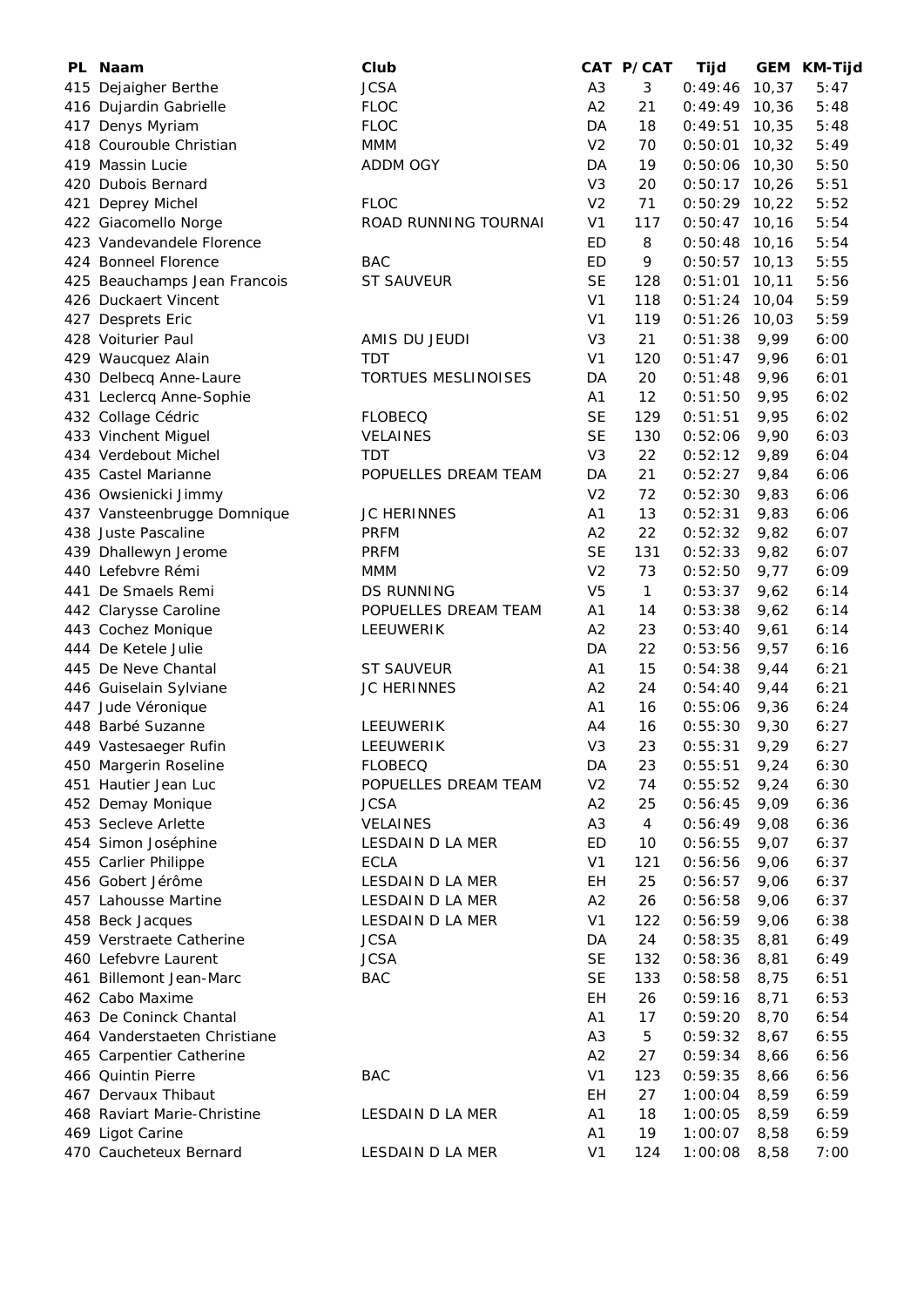| PL | Naam | Club | CAT | P/CAT | Tijd | GEM | KM-Tijd |
|---|---|---|---|---|---|---|---|
| 415 | Dejaigher Berthe | JCSA | A3 | 3 | 0:49:46 | 10,37 | 5:47 |
| 416 | Dujardin Gabrielle | FLOC | A2 | 21 | 0:49:49 | 10,36 | 5:48 |
| 417 | Denys Myriam | FLOC | DA | 18 | 0:49:51 | 10,35 | 5:48 |
| 418 | Courouble Christian | MMM | V2 | 70 | 0:50:01 | 10,32 | 5:49 |
| 419 | Massin Lucie | ADDM OGY | DA | 19 | 0:50:06 | 10,30 | 5:50 |
| 420 | Dubois Bernard | | V3 | 20 | 0:50:17 | 10,26 | 5:51 |
| 421 | Deprey Michel | FLOC | V2 | 71 | 0:50:29 | 10,22 | 5:52 |
| 422 | Giacomello Norge | ROAD RUNNING TOURNAI | V1 | 117 | 0:50:47 | 10,16 | 5:54 |
| 423 | Vandevandele Florence | | ED | 8 | 0:50:48 | 10,16 | 5:54 |
| 424 | Bonneel Florence | BAC | ED | 9 | 0:50:57 | 10,13 | 5:55 |
| 425 | Beauchamps Jean Francois | ST SAUVEUR | SE | 128 | 0:51:01 | 10,11 | 5:56 |
| 426 | Duckaert Vincent | | V1 | 118 | 0:51:24 | 10,04 | 5:59 |
| 427 | Desprets Eric | | V1 | 119 | 0:51:26 | 10,03 | 5:59 |
| 428 | Voiturier Paul | AMIS DU JEUDI | V3 | 21 | 0:51:38 | 9,99 | 6:00 |
| 429 | Waucquez Alain | TDT | V1 | 120 | 0:51:47 | 9,96 | 6:01 |
| 430 | Delbecq Anne-Laure | TORTUES MESLINOISES | DA | 20 | 0:51:48 | 9,96 | 6:01 |
| 431 | Leclercq Anne-Sophie | | A1 | 12 | 0:51:50 | 9,95 | 6:02 |
| 432 | Collage Cédric | FLOBECQ | SE | 129 | 0:51:51 | 9,95 | 6:02 |
| 433 | Vinchent Miguel | VELAINES | SE | 130 | 0:52:06 | 9,90 | 6:03 |
| 434 | Verdebout Michel | TDT | V3 | 22 | 0:52:12 | 9,89 | 6:04 |
| 435 | Castel Marianne | POPUELLES DREAM TEAM | DA | 21 | 0:52:27 | 9,84 | 6:06 |
| 436 | Owsienicki Jimmy | | V2 | 72 | 0:52:30 | 9,83 | 6:06 |
| 437 | Vansteenbrugge Domnique | JC HERINNES | A1 | 13 | 0:52:31 | 9,83 | 6:06 |
| 438 | Juste Pascaline | PRFM | A2 | 22 | 0:52:32 | 9,82 | 6:07 |
| 439 | Dhallewyn Jerome | PRFM | SE | 131 | 0:52:33 | 9,82 | 6:07 |
| 440 | Lefebvre Rémi | MMM | V2 | 73 | 0:52:50 | 9,77 | 6:09 |
| 441 | De Smaels Remi | DS RUNNING | V5 | 1 | 0:53:37 | 9,62 | 6:14 |
| 442 | Clarysse Caroline | POPUELLES DREAM TEAM | A1 | 14 | 0:53:38 | 9,62 | 6:14 |
| 443 | Cochez Monique | LEEUWERIK | A2 | 23 | 0:53:40 | 9,61 | 6:14 |
| 444 | De Ketele Julie | | DA | 22 | 0:53:56 | 9,57 | 6:16 |
| 445 | De Neve Chantal | ST SAUVEUR | A1 | 15 | 0:54:38 | 9,44 | 6:21 |
| 446 | Guiselain Sylviane | JC HERINNES | A2 | 24 | 0:54:40 | 9,44 | 6:21 |
| 447 | Jude Véronique | | A1 | 16 | 0:55:06 | 9,36 | 6:24 |
| 448 | Barbé Suzanne | LEEUWERIK | A4 | 16 | 0:55:30 | 9,30 | 6:27 |
| 449 | Vastesaeger Rufin | LEEUWERIK | V3 | 23 | 0:55:31 | 9,29 | 6:27 |
| 450 | Margerin Roseline | FLOBECQ | DA | 23 | 0:55:51 | 9,24 | 6:30 |
| 451 | Hautier Jean Luc | POPUELLES DREAM TEAM | V2 | 74 | 0:55:52 | 9,24 | 6:30 |
| 452 | Demay Monique | JCSA | A2 | 25 | 0:56:45 | 9,09 | 6:36 |
| 453 | Secleve Arlette | VELAINES | A3 | 4 | 0:56:49 | 9,08 | 6:36 |
| 454 | Simon Joséphine | LESDAIN D LA MER | ED | 10 | 0:56:55 | 9,07 | 6:37 |
| 455 | Carlier Philippe | ECLA | V1 | 121 | 0:56:56 | 9,06 | 6:37 |
| 456 | Gobert Jérôme | LESDAIN D LA MER | EH | 25 | 0:56:57 | 9,06 | 6:37 |
| 457 | Lahousse Martine | LESDAIN D LA MER | A2 | 26 | 0:56:58 | 9,06 | 6:37 |
| 458 | Beck Jacques | LESDAIN D LA MER | V1 | 122 | 0:56:59 | 9,06 | 6:38 |
| 459 | Verstraete Catherine | JCSA | DA | 24 | 0:58:35 | 8,81 | 6:49 |
| 460 | Lefebvre Laurent | JCSA | SE | 132 | 0:58:36 | 8,81 | 6:49 |
| 461 | Billemont Jean-Marc | BAC | SE | 133 | 0:58:58 | 8,75 | 6:51 |
| 462 | Cabo Maxime | | EH | 26 | 0:59:16 | 8,71 | 6:53 |
| 463 | De Coninck Chantal | | A1 | 17 | 0:59:20 | 8,70 | 6:54 |
| 464 | Vanderstaeten Christiane | | A3 | 5 | 0:59:32 | 8,67 | 6:55 |
| 465 | Carpentier Catherine | | A2 | 27 | 0:59:34 | 8,66 | 6:56 |
| 466 | Quintin Pierre | BAC | V1 | 123 | 0:59:35 | 8,66 | 6:56 |
| 467 | Dervaux Thibaut | | EH | 27 | 1:00:04 | 8,59 | 6:59 |
| 468 | Raviart Marie-Christine | LESDAIN D LA MER | A1 | 18 | 1:00:05 | 8,59 | 6:59 |
| 469 | Ligot Carine | | A1 | 19 | 1:00:07 | 8,58 | 6:59 |
| 470 | Caucheteux Bernard | LESDAIN D LA MER | V1 | 124 | 1:00:08 | 8,58 | 7:00 |